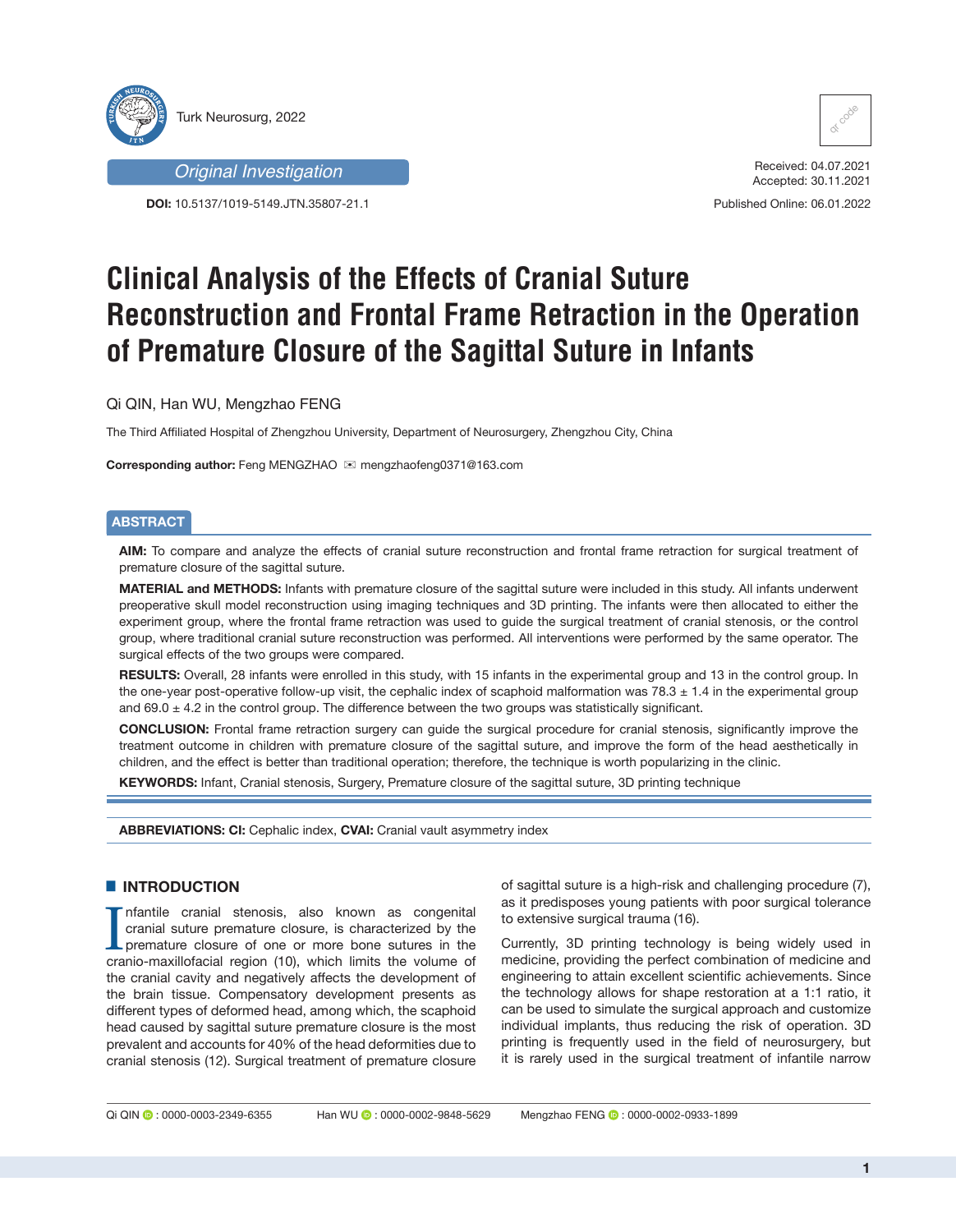Original Investigation

**DOI:** 10.5137/1019-5149.JTN.35807-21.1

Received: 04.07.2021
Accepted: 30.11.2021

Published Online: 06.01.2022

# Clinical Analysis of the Effects of Cranial Suture Reconstruction and Frontal Frame Retraction in the Operation of Premature Closure of the Sagittal Suture in Infants

Qi QIN, Han WU, Mengzhao FENG

The Third Affiliated Hospital of Zhengzhou University, Department of Neurosurgery, Zhengzhou City, China

**Corresponding author:** Feng MENGZHAO ✉ mengzhaofeng0371@163.com

## ABSTRACT

**AIM:** To compare and analyze the effects of cranial suture reconstruction and frontal frame retraction for surgical treatment of premature closure of the sagittal suture.

**MATERIAL and METHODS:** Infants with premature closure of the sagittal suture were included in this study. All infants underwent preoperative skull model reconstruction using imaging techniques and 3D printing. The infants were then allocated to either the experiment group, where the frontal frame retraction was used to guide the surgical treatment of cranial stenosis, or the control group, where traditional cranial suture reconstruction was performed. All interventions were performed by the same operator. The surgical effects of the two groups were compared.

**RESULTS:** Overall, 28 infants were enrolled in this study, with 15 infants in the experimental group and 13 in the control group. In the one-year post-operative follow-up visit, the cephalic index of scaphoid malformation was 78.3 ± 1.4 in the experimental group and 69.0 ± 4.2 in the control group. The difference between the two groups was statistically significant.

**CONCLUSION:** Frontal frame retraction surgery can guide the surgical procedure for cranial stenosis, significantly improve the treatment outcome in children with premature closure of the sagittal suture, and improve the form of the head aesthetically in children, and the effect is better than traditional operation; therefore, the technique is worth popularizing in the clinic.

**KEYWORDS:** Infant, Cranial stenosis, Surgery, Premature closure of the sagittal suture, 3D printing technique

**ABBREVIATIONS: CI:** Cephalic index, **CVAI:** Cranial vault asymmetry index

## INTRODUCTION

Infantile cranial stenosis, also known as congenital cranial suture premature closure, is characterized by the premature closure of one or more bone sutures in the cranio-maxillofacial region (10), which limits the volume of the cranial cavity and negatively affects the development of the brain tissue. Compensatory development presents as different types of deformed head, among which, the scaphoid head caused by sagittal suture premature closure is the most prevalent and accounts for 40% of the head deformities due to cranial stenosis (12). Surgical treatment of premature closure of sagittal suture is a high-risk and challenging procedure (7), as it predisposes young patients with poor surgical tolerance to extensive surgical trauma (16).

Currently, 3D printing technology is being widely used in medicine, providing the perfect combination of medicine and engineering to attain excellent scientific achievements. Since the technology allows for shape restoration at a 1:1 ratio, it can be used to simulate the surgical approach and customize individual implants, thus reducing the risk of operation. 3D printing is frequently used in the field of neurosurgery, but it is rarely used in the surgical treatment of infantile narrow

Qi QIN : 0000-0003-2349-6355 Han WU : 0000-0002-9848-5629 Mengzhao FENG : 0000-0002-0933-1899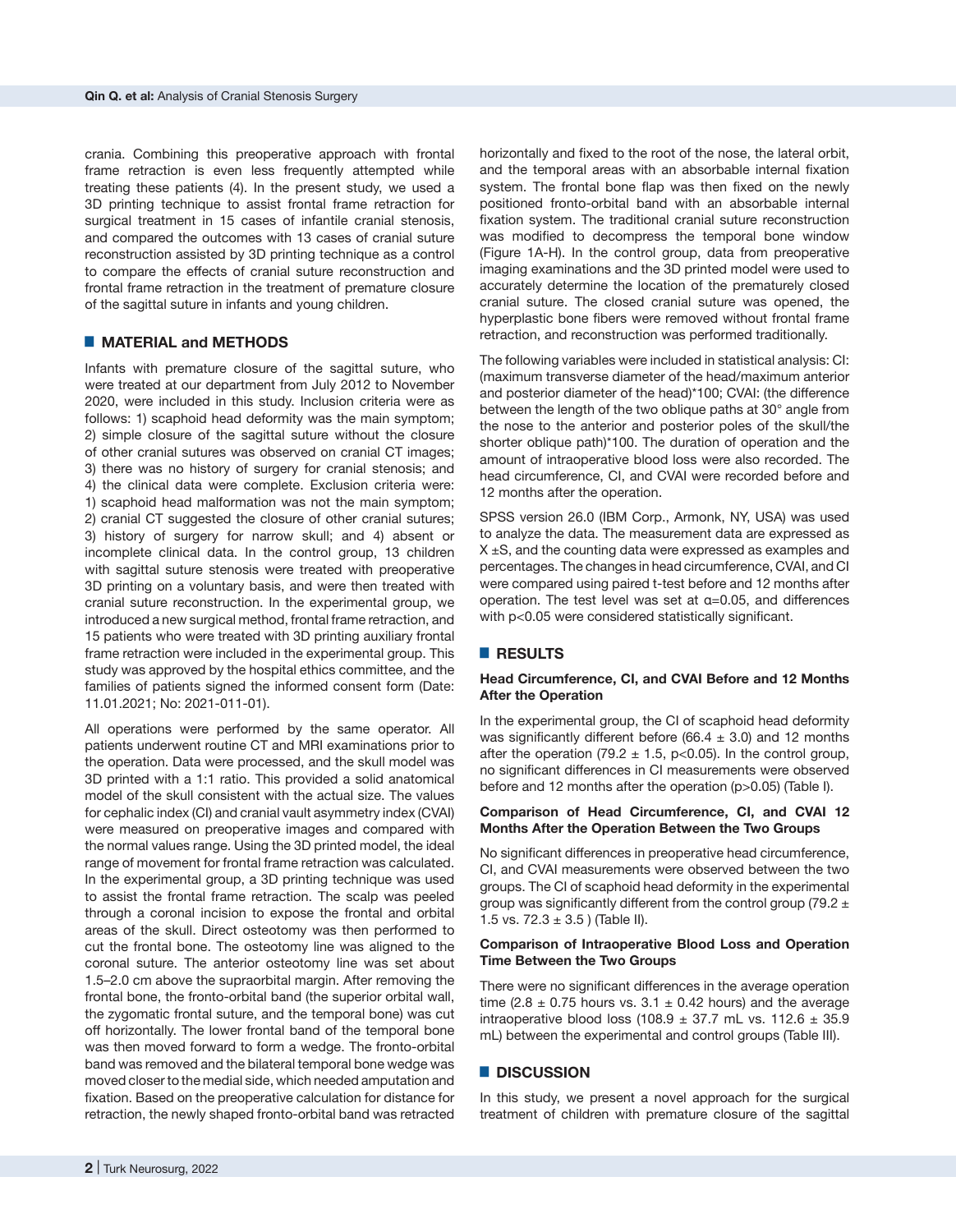crania. Combining this preoperative approach with frontal frame retraction is even less frequently attempted while treating these patients (4). In the present study, we used a 3D printing technique to assist frontal frame retraction for surgical treatment in 15 cases of infantile cranial stenosis, and compared the outcomes with 13 cases of cranial suture reconstruction assisted by 3D printing technique as a control to compare the effects of cranial suture reconstruction and frontal frame retraction in the treatment of premature closure of the sagittal suture in infants and young children.

## ■ MATERIAL and METHODS

Infants with premature closure of the sagittal suture, who were treated at our department from July 2012 to November 2020, were included in this study. Inclusion criteria were as follows: 1) scaphoid head deformity was the main symptom; 2) simple closure of the sagittal suture without the closure of other cranial sutures was observed on cranial CT images; 3) there was no history of surgery for cranial stenosis; and 4) the clinical data were complete. Exclusion criteria were: 1) scaphoid head malformation was not the main symptom; 2) cranial CT suggested the closure of other cranial sutures; 3) history of surgery for narrow skull; and 4) absent or incomplete clinical data. In the control group, 13 children with sagittal suture stenosis were treated with preoperative 3D printing on a voluntary basis, and were then treated with cranial suture reconstruction. In the experimental group, we introduced a new surgical method, frontal frame retraction, and 15 patients who were treated with 3D printing auxiliary frontal frame retraction were included in the experimental group. This study was approved by the hospital ethics committee, and the families of patients signed the informed consent form (Date: 11.01.2021; No: 2021-011-01).

All operations were performed by the same operator. All patients underwent routine CT and MRI examinations prior to the operation. Data were processed, and the skull model was 3D printed with a 1:1 ratio. This provided a solid anatomical model of the skull consistent with the actual size. The values for cephalic index (CI) and cranial vault asymmetry index (CVAI) were measured on preoperative images and compared with the normal values range. Using the 3D printed model, the ideal range of movement for frontal frame retraction was calculated. In the experimental group, a 3D printing technique was used to assist the frontal frame retraction. The scalp was peeled through a coronal incision to expose the frontal and orbital areas of the skull. Direct osteotomy was then performed to cut the frontal bone. The osteotomy line was aligned to the coronal suture. The anterior osteotomy line was set about 1.5–2.0 cm above the supraorbital margin. After removing the frontal bone, the fronto-orbital band (the superior orbital wall, the zygomatic frontal suture, and the temporal bone) was cut off horizontally. The lower frontal band of the temporal bone was then moved forward to form a wedge. The fronto-orbital band was removed and the bilateral temporal bone wedge was moved closer to the medial side, which needed amputation and fixation. Based on the preoperative calculation for distance for retraction, the newly shaped fronto-orbital band was retracted horizontally and fixed to the root of the nose, the lateral orbit, and the temporal areas with an absorbable internal fixation system. The frontal bone flap was then fixed on the newly positioned fronto-orbital band with an absorbable internal fixation system. The traditional cranial suture reconstruction was modified to decompress the temporal bone window (Figure 1A-H). In the control group, data from preoperative imaging examinations and the 3D printed model were used to accurately determine the location of the prematurely closed cranial suture. The closed cranial suture was opened, the hyperplastic bone fibers were removed without frontal frame retraction, and reconstruction was performed traditionally.

The following variables were included in statistical analysis: CI: (maximum transverse diameter of the head/maximum anterior and posterior diameter of the head)*100; CVAI: (the difference between the length of the two oblique paths at 30° angle from the nose to the anterior and posterior poles of the skull/the shorter oblique path)*100. The duration of operation and the amount of intraoperative blood loss were also recorded. The head circumference, CI, and CVAI were recorded before and 12 months after the operation.

SPSS version 26.0 (IBM Corp., Armonk, NY, USA) was used to analyze the data. The measurement data are expressed as X ±S, and the counting data were expressed as examples and percentages. The changes in head circumference, CVAI, and CI were compared using paired t-test before and 12 months after operation. The test level was set at α=0.05, and differences with $p<0.05$ were considered statistically significant.

## ■ RESULTS

### Head Circumference, CI, and CVAI Before and 12 Months After the Operation

In the experimental group, the CI of scaphoid head deformity was significantly different before (66.4 ± 3.0) and 12 months after the operation (79.2 ± 1.5, $p<0.05$). In the control group, no significant differences in CI measurements were observed before and 12 months after the operation ($p>0.05$) (Table I).

### Comparison of Head Circumference, CI, and CVAI 12 Months After the Operation Between the Two Groups

No significant differences in preoperative head circumference, CI, and CVAI measurements were observed between the two groups. The CI of scaphoid head deformity in the experimental group was significantly different from the control group (79.2 ± 1.5 vs. 72.3 ± 3.5 ) (Table II).

### Comparison of Intraoperative Blood Loss and Operation Time Between the Two Groups

There were no significant differences in the average operation time (2.8 ± 0.75 hours vs. 3.1 ± 0.42 hours) and the average intraoperative blood loss (108.9 ± 37.7 mL vs. 112.6 ± 35.9 mL) between the experimental and control groups (Table III).

## ■ DISCUSSION

In this study, we present a novel approach for the surgical treatment of children with premature closure of the sagittal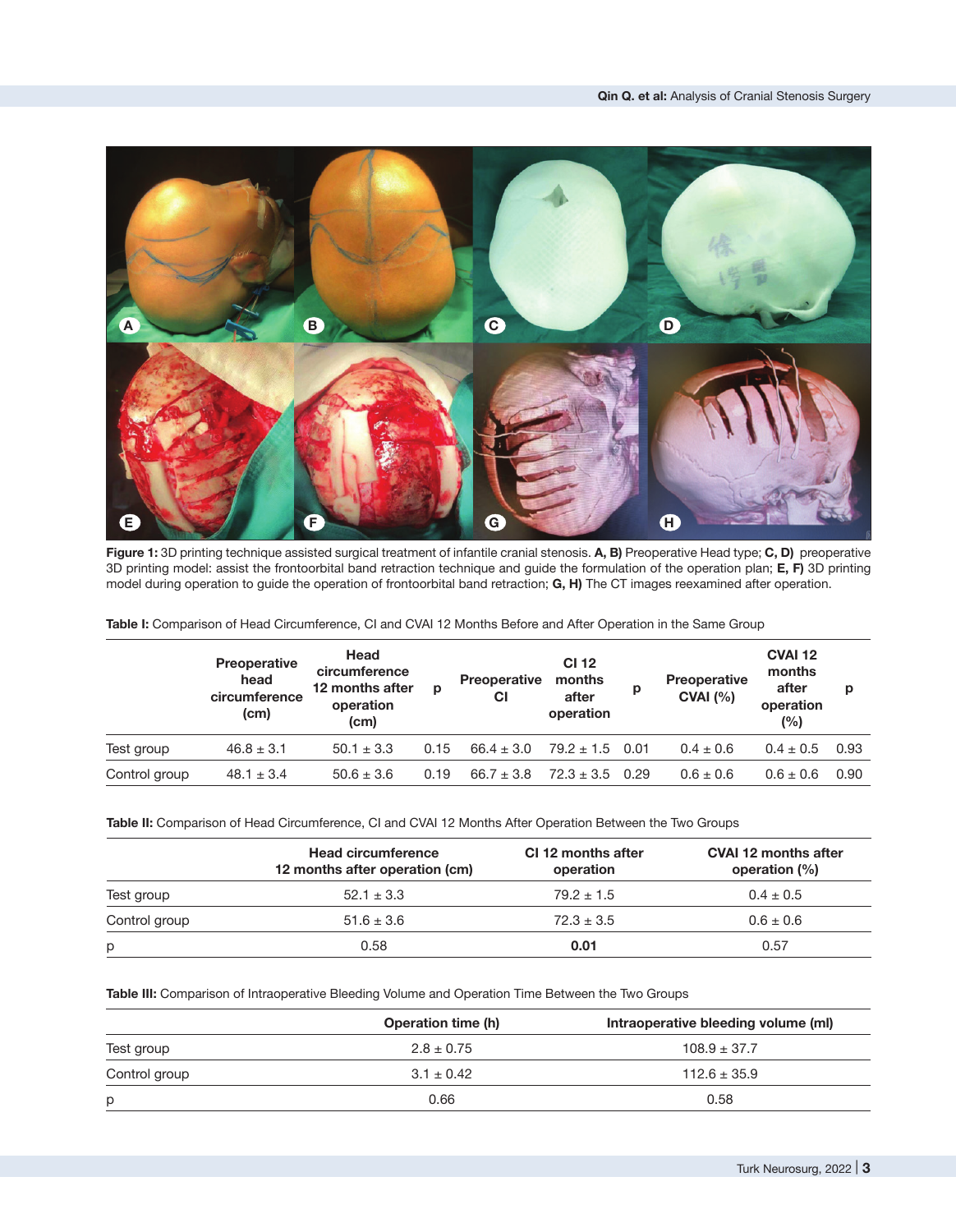**Figure 1:** 3D printing technique assisted surgical treatment of infantile cranial stenosis. **A, B)** Preoperative Head type; **C, D)** preoperative 3D printing model: assist the frontoorbital band retraction technique and guide the formulation of the operation plan; **E, F)** 3D printing model during operation to guide the operation of frontoorbital band retraction; **G, H)** The CT images reexamined after operation.

**Table I:** Comparison of Head Circumference, CI and CVAI 12 Months Before and After Operation in the Same Group

| | Preoperative head circumference (cm) | Head circumference 12 months after operation (cm) | p | Preoperative CI | CI 12 months after operation | p | Preoperative CVAI (%) | CVAI 12 months after operation (%) | p |
|---|---|---|---|---|---|---|---|---|---|
| Test group | 46.8 ± 3.1 | 50.1 ± 3.3 | 0.15 | 66.4 ± 3.0 | 79.2 ± 1.5 | 0.01 | 0.4 ± 0.6 | 0.4 ± 0.5 | 0.93 |
| Control group | 48.1 ± 3.4 | 50.6 ± 3.6 | 0.19 | 66.7 ± 3.8 | 72.3 ± 3.5 | 0.29 | 0.6 ± 0.6 | 0.6 ± 0.6 | 0.90 |

**Table II:** Comparison of Head Circumference, CI and CVAI 12 Months After Operation Between the Two Groups

| | Head circumference 12 months after operation (cm) | CI 12 months after operation | CVAI 12 months after operation (%) |
|---|---|---|---|
| Test group | 52.1 ± 3.3 | 79.2 ± 1.5 | 0.4 ± 0.5 |
| Control group | 51.6 ± 3.6 | 72.3 ± 3.5 | 0.6 ± 0.6 |
| p | 0.58 | **0.01** | 0.57 |

**Table III:** Comparison of Intraoperative Bleeding Volume and Operation Time Between the Two Groups

| | Operation time (h) | Intraoperative bleeding volume (ml) |
|---|---|---|
| Test group | 2.8 ± 0.75 | 108.9 ± 37.7 |
| Control group | 3.1 ± 0.42 | 112.6 ± 35.9 |
| p | 0.66 | 0.58 |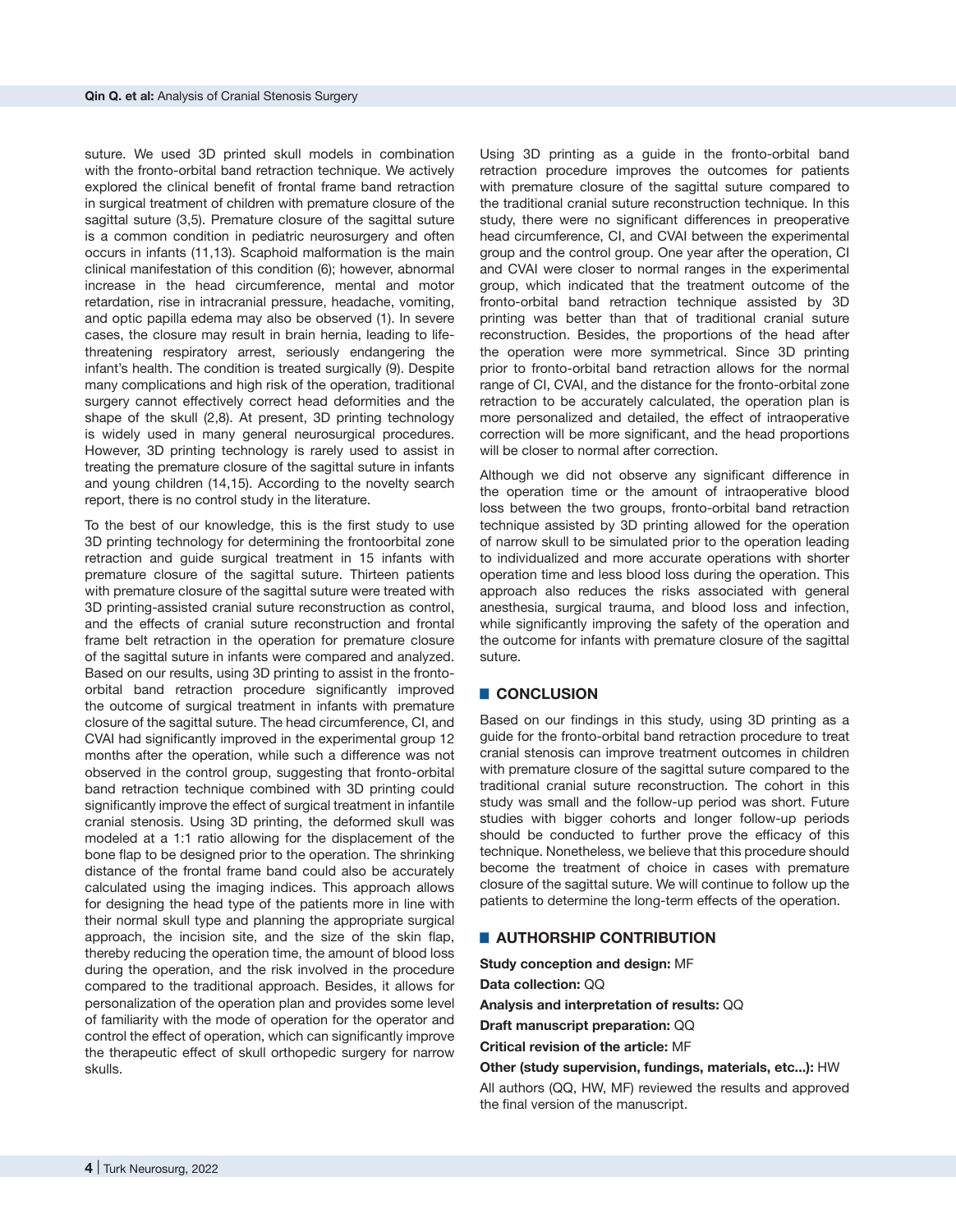suture. We used 3D printed skull models in combination with the fronto-orbital band retraction technique. We actively explored the clinical benefit of frontal frame band retraction in surgical treatment of children with premature closure of the sagittal suture (3,5). Premature closure of the sagittal suture is a common condition in pediatric neurosurgery and often occurs in infants (11,13). Scaphoid malformation is the main clinical manifestation of this condition (6); however, abnormal increase in the head circumference, mental and motor retardation, rise in intracranial pressure, headache, vomiting, and optic papilla edema may also be observed (1). In severe cases, the closure may result in brain hernia, leading to life-threatening respiratory arrest, seriously endangering the infant's health. The condition is treated surgically (9). Despite many complications and high risk of the operation, traditional surgery cannot effectively correct head deformities and the shape of the skull (2,8). At present, 3D printing technology is widely used in many general neurosurgical procedures. However, 3D printing technology is rarely used to assist in treating the premature closure of the sagittal suture in infants and young children (14,15). According to the novelty search report, there is no control study in the literature.

To the best of our knowledge, this is the first study to use 3D printing technology for determining the frontoorbital zone retraction and guide surgical treatment in 15 infants with premature closure of the sagittal suture. Thirteen patients with premature closure of the sagittal suture were treated with 3D printing-assisted cranial suture reconstruction as control, and the effects of cranial suture reconstruction and frontal frame belt retraction in the operation for premature closure of the sagittal suture in infants were compared and analyzed. Based on our results, using 3D printing to assist in the fronto-orbital band retraction procedure significantly improved the outcome of surgical treatment in infants with premature closure of the sagittal suture. The head circumference, CI, and CVAI had significantly improved in the experimental group 12 months after the operation, while such a difference was not observed in the control group, suggesting that fronto-orbital band retraction technique combined with 3D printing could significantly improve the effect of surgical treatment in infantile cranial stenosis. Using 3D printing, the deformed skull was modeled at a 1:1 ratio allowing for the displacement of the bone flap to be designed prior to the operation. The shrinking distance of the frontal frame band could also be accurately calculated using the imaging indices. This approach allows for designing the head type of the patients more in line with their normal skull type and planning the appropriate surgical approach, the incision site, and the size of the skin flap, thereby reducing the operation time, the amount of blood loss during the operation, and the risk involved in the procedure compared to the traditional approach. Besides, it allows for personalization of the operation plan and provides some level of familiarity with the mode of operation for the operator and control the effect of operation, which can significantly improve the therapeutic effect of skull orthopedic surgery for narrow skulls.

Using 3D printing as a guide in the fronto-orbital band retraction procedure improves the outcomes for patients with premature closure of the sagittal suture compared to the traditional cranial suture reconstruction technique. In this study, there were no significant differences in preoperative head circumference, CI, and CVAI between the experimental group and the control group. One year after the operation, CI and CVAI were closer to normal ranges in the experimental group, which indicated that the treatment outcome of the fronto-orbital band retraction technique assisted by 3D printing was better than that of traditional cranial suture reconstruction. Besides, the proportions of the head after the operation were more symmetrical. Since 3D printing prior to fronto-orbital band retraction allows for the normal range of CI, CVAI, and the distance for the fronto-orbital zone retraction to be accurately calculated, the operation plan is more personalized and detailed, the effect of intraoperative correction will be more significant, and the head proportions will be closer to normal after correction.

Although we did not observe any significant difference in the operation time or the amount of intraoperative blood loss between the two groups, fronto-orbital band retraction technique assisted by 3D printing allowed for the operation of narrow skull to be simulated prior to the operation leading to individualized and more accurate operations with shorter operation time and less blood loss during the operation. This approach also reduces the risks associated with general anesthesia, surgical trauma, and blood loss and infection, while significantly improving the safety of the operation and the outcome for infants with premature closure of the sagittal suture.

## CONCLUSION

Based on our findings in this study, using 3D printing as a guide for the fronto-orbital band retraction procedure to treat cranial stenosis can improve treatment outcomes in children with premature closure of the sagittal suture compared to the traditional cranial suture reconstruction. The cohort in this study was small and the follow-up period was short. Future studies with bigger cohorts and longer follow-up periods should be conducted to further prove the efficacy of this technique. Nonetheless, we believe that this procedure should become the treatment of choice in cases with premature closure of the sagittal suture. We will continue to follow up the patients to determine the long-term effects of the operation.

## AUTHORSHIP CONTRIBUTION

**Study conception and design:** MF

**Data collection:** QQ

**Analysis and interpretation of results:** QQ

**Draft manuscript preparation:** QQ

**Critical revision of the article:** MF

**Other (study supervision, fundings, materials, etc...):** HW

All authors (QQ, HW, MF) reviewed the results and approved the final version of the manuscript.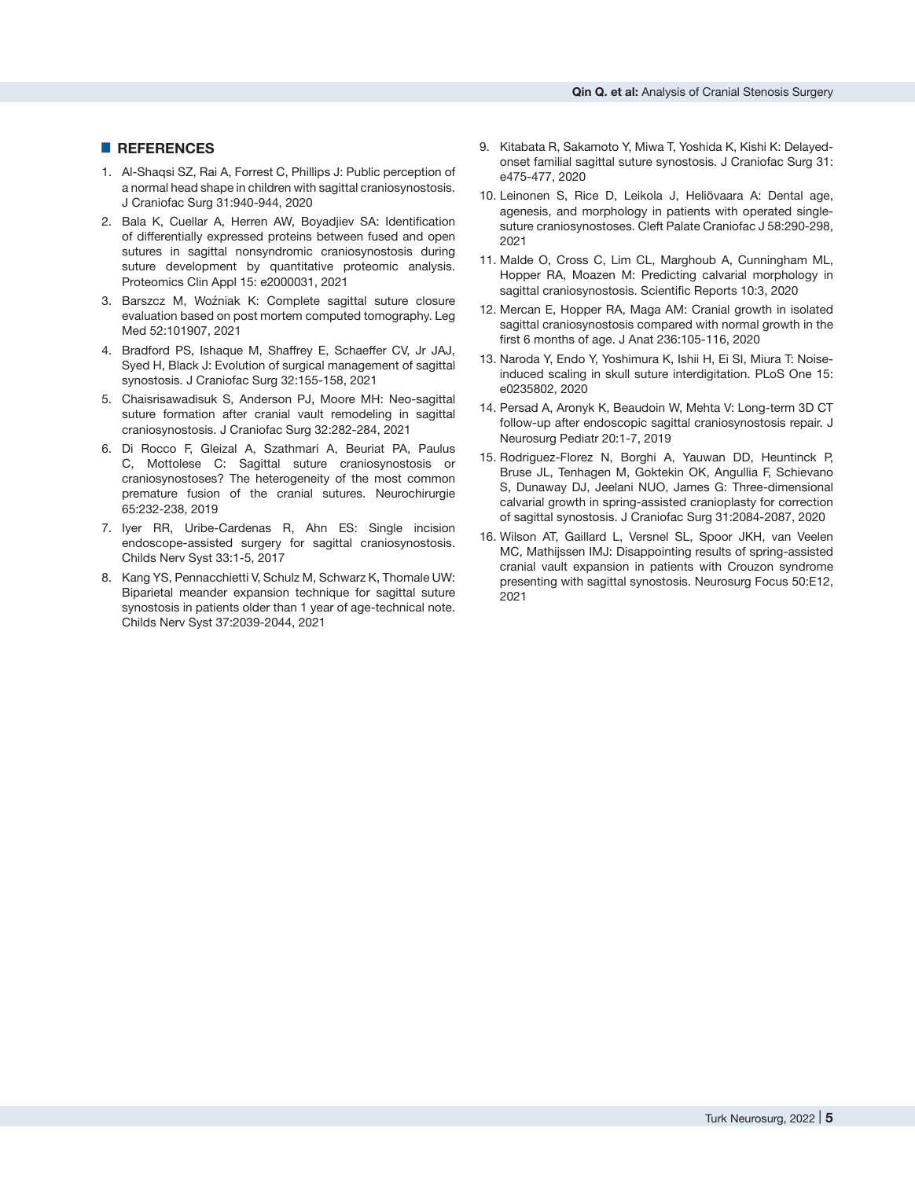## REFERENCES

1. Al-Shaqsi SZ, Rai A, Forrest C, Phillips J: Public perception of a normal head shape in children with sagittal craniosynostosis. J Craniofac Surg 31:940-944, 2020
2. Bala K, Cuellar A, Herren AW, Boyadjiev SA: Identification of differentially expressed proteins between fused and open sutures in sagittal nonsyndromic craniosynostosis during suture development by quantitative proteomic analysis. Proteomics Clin Appl 15: e2000031, 2021
3. Barszcz M, Woźniak K: Complete sagittal suture closure evaluation based on post mortem computed tomography. Leg Med 52:101907, 2021
4. Bradford PS, Ishaque M, Shaffrey E, Schaeffer CV, Jr JAJ, Syed H, Black J: Evolution of surgical management of sagittal synostosis. J Craniofac Surg 32:155-158, 2021
5. Chaisrisawadisuk S, Anderson PJ, Moore MH: Neo-sagittal suture formation after cranial vault remodeling in sagittal craniosynostosis. J Craniofac Surg 32:282-284, 2021
6. Di Rocco F, Gleizal A, Szathmari A, Beuriat PA, Paulus C, Mottolese C: Sagittal suture craniosynostosis or craniosynostoses? The heterogeneity of the most common premature fusion of the cranial sutures. Neurochirurgie 65:232-238, 2019
7. Iyer RR, Uribe-Cardenas R, Ahn ES: Single incision endoscope-assisted surgery for sagittal craniosynostosis. Childs Nerv Syst 33:1-5, 2017
8. Kang YS, Pennacchietti V, Schulz M, Schwarz K, Thomale UW: Biparietal meander expansion technique for sagittal suture synostosis in patients older than 1 year of age-technical note. Childs Nerv Syst 37:2039-2044, 2021
9. Kitabata R, Sakamoto Y, Miwa T, Yoshida K, Kishi K: Delayed-onset familial sagittal suture synostosis. J Craniofac Surg 31: e475-477, 2020
10. Leinonen S, Rice D, Leikola J, Heliövaara A: Dental age, agenesis, and morphology in patients with operated single-suture craniosynostoses. Cleft Palate Craniofac J 58:290-298, 2021
11. Malde O, Cross C, Lim CL, Marghoub A, Cunningham ML, Hopper RA, Moazen M: Predicting calvarial morphology in sagittal craniosynostosis. Scientific Reports 10:3, 2020
12. Mercan E, Hopper RA, Maga AM: Cranial growth in isolated sagittal craniosynostosis compared with normal growth in the first 6 months of age. J Anat 236:105-116, 2020
13. Naroda Y, Endo Y, Yoshimura K, Ishii H, Ei SI, Miura T: Noise-induced scaling in skull suture interdigitation. PLoS One 15: e0235802, 2020
14. Persad A, Aronyk K, Beaudoin W, Mehta V: Long-term 3D CT follow-up after endoscopic sagittal craniosynostosis repair. J Neurosurg Pediatr 20:1-7, 2019
15. Rodriguez-Florez N, Borghi A, Yauwan DD, Heuntinck P, Bruse JL, Tenhagen M, Goktekin OK, Angullia F, Schievano S, Dunaway DJ, Jeelani NUO, James G: Three-dimensional calvarial growth in spring-assisted cranioplasty for correction of sagittal synostosis. J Craniofac Surg 31:2084-2087, 2020
16. Wilson AT, Gaillard L, Versnel SL, Spoor JKH, van Veelen MC, Mathijssen IMJ: Disappointing results of spring-assisted cranial vault expansion in patients with Crouzon syndrome presenting with sagittal synostosis. Neurosurg Focus 50:E12, 2021